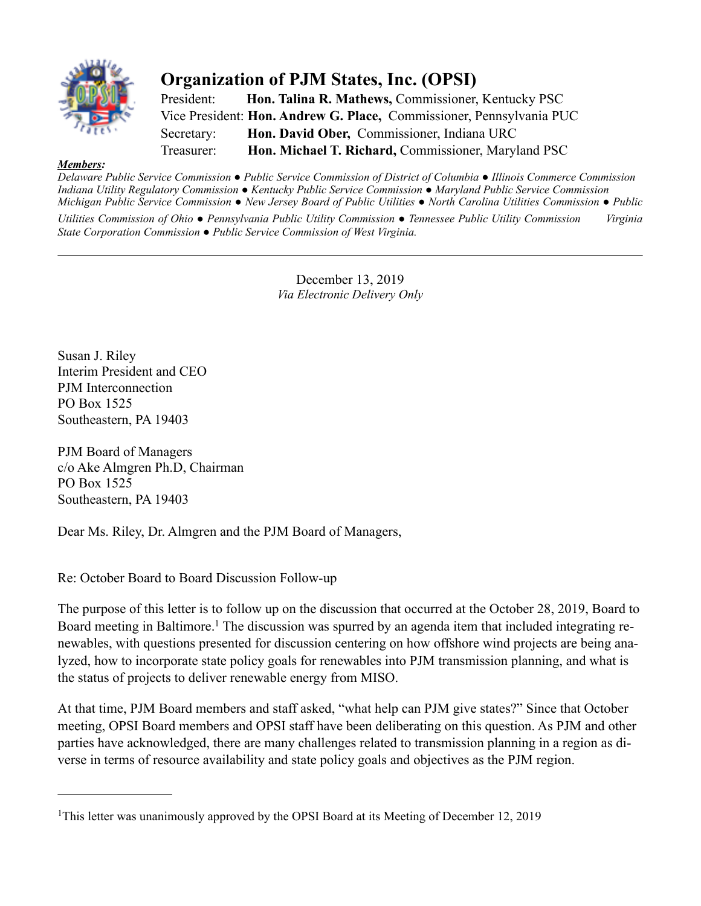# Organization of PJM States, Inc. (OPSI)

President: **Hon. Talina R. Mathews,** Commissioner, Kentucky PSC
Vice President: **Hon. Andrew G. Place,** Commissioner, Pennsylvania PUC
Secretary: **Hon. David Ober,** Commissioner, Indiana URC
Treasurer: **Hon. Michael T. Richard,** Commissioner, Maryland PSC

***Members:***
*Delaware Public Service Commission ● Public Service Commission of District of Columbia ● Illinois Commerce Commission Indiana Utility Regulatory Commission ● Kentucky Public Service Commission ● Maryland Public Service Commission Michigan Public Service Commission ● New Jersey Board of Public Utilities ● North Carolina Utilities Commission ● Public Utilities Commission of Ohio ● Pennsylvania Public Utility Commission ● Tennessee Public Utility Commission Virginia State Corporation Commission ● Public Service Commission of West Virginia.*

---

December 13, 2019
*Via Electronic Delivery Only*

Susan J. Riley
Interim President and CEO
PJM Interconnection
PO Box 1525
Southeastern, PA 19403

PJM Board of Managers
c/o Ake Almgren Ph.D, Chairman
PO Box 1525
Southeastern, PA 19403

Dear Ms. Riley, Dr. Almgren and the PJM Board of Managers,

Re: October Board to Board Discussion Follow-up

The purpose of this letter is to follow up on the discussion that occurred at the October 28, 2019, Board to Board meeting in Baltimore.[1] The discussion was spurred by an agenda item that included integrating renewables, with questions presented for discussion centering on how offshore wind projects are being analyzed, how to incorporate state policy goals for renewables into PJM transmission planning, and what is the status of projects to deliver renewable energy from MISO.

At that time, PJM Board members and staff asked, "what help can PJM give states?" Since that October meeting, OPSI Board members and OPSI staff have been deliberating on this question. As PJM and other parties have acknowledged, there are many challenges related to transmission planning in a region as diverse in terms of resource availability and state policy goals and objectives as the PJM region.

---

[1]This letter was unanimously approved by the OPSI Board at its Meeting of December 12, 2019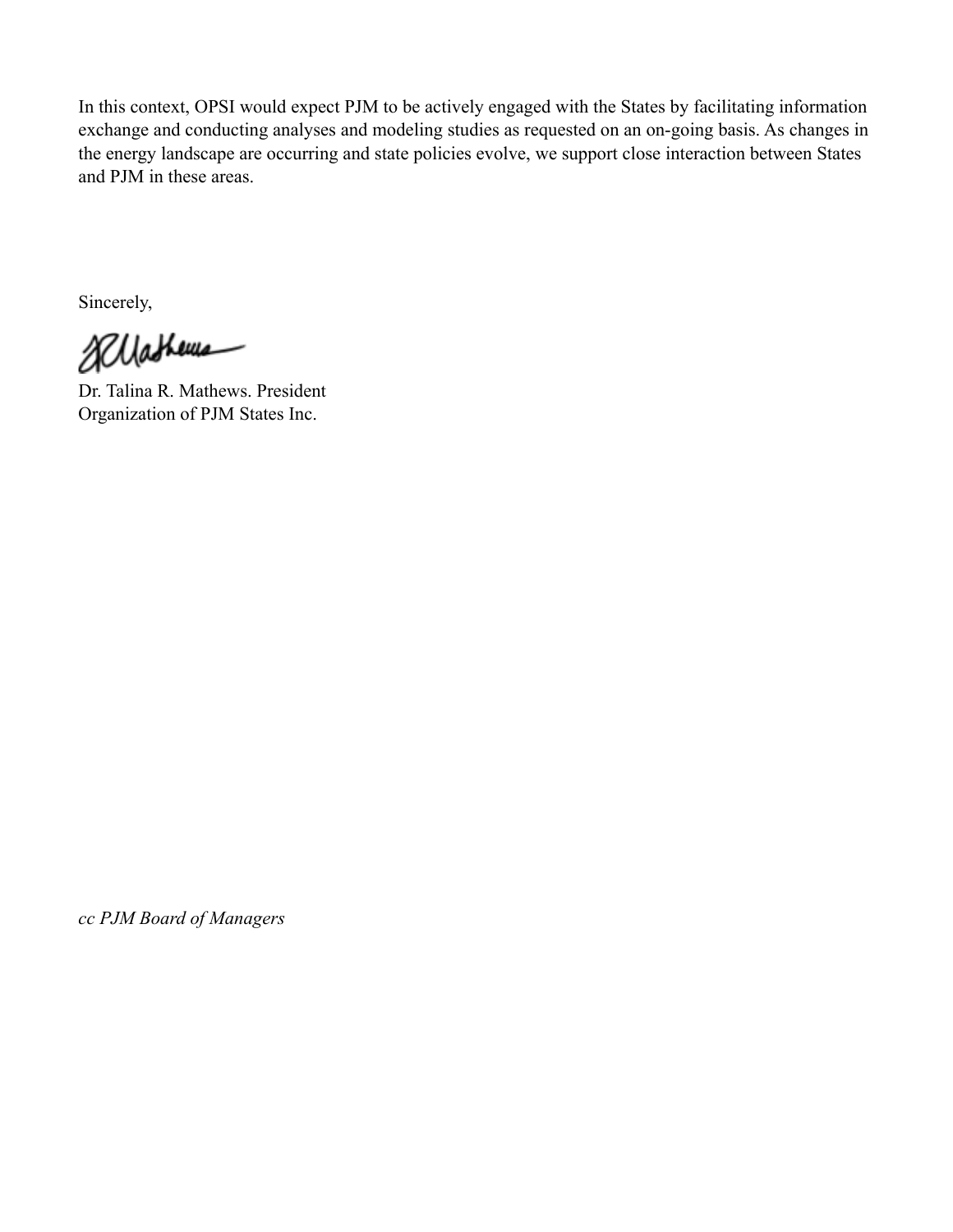In this context, OPSI would expect PJM to be actively engaged with the States by facilitating information exchange and conducting analyses and modeling studies as requested on an on-going basis. As changes in the energy landscape are occurring and state policies evolve, we support close interaction between States and PJM in these areas.

Sincerely,

Dr. Talina R. Mathews. President
Organization of PJM States Inc.

*cc PJM Board of Managers*